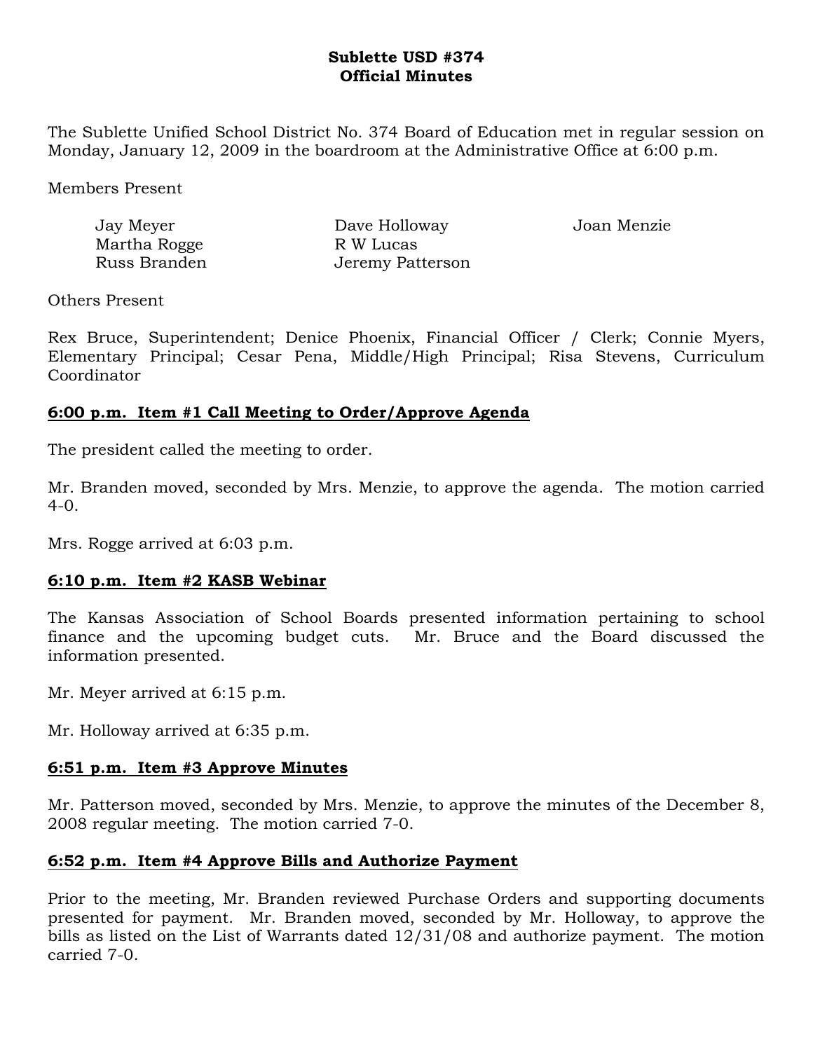**Sublette USD #374**
**Official Minutes**

The Sublette Unified School District No. 374 Board of Education met in regular session on Monday, January 12, 2009 in the boardroom at the Administrative Office at 6:00 p.m.

Members Present

| | | |
|---|---|---|
| Jay Meyer | Dave Holloway | Joan Menzie |
| Martha Rogge | R W Lucas | |
| Russ Branden | Jeremy Patterson | |

Others Present

Rex Bruce, Superintendent; Denice Phoenix, Financial Officer / Clerk; Connie Myers, Elementary Principal; Cesar Pena, Middle/High Principal; Risa Stevens, Curriculum Coordinator

**6:00 p.m. Item #1 Call Meeting to Order/Approve Agenda**

The president called the meeting to order.

Mr. Branden moved, seconded by Mrs. Menzie, to approve the agenda. The motion carried 4-0.

Mrs. Rogge arrived at 6:03 p.m.

**6:10 p.m. Item #2 KASB Webinar**

The Kansas Association of School Boards presented information pertaining to school finance and the upcoming budget cuts. Mr. Bruce and the Board discussed the information presented.

Mr. Meyer arrived at 6:15 p.m.

Mr. Holloway arrived at 6:35 p.m.

**6:51 p.m. Item #3 Approve Minutes**

Mr. Patterson moved, seconded by Mrs. Menzie, to approve the minutes of the December 8, 2008 regular meeting. The motion carried 7-0.

**6:52 p.m. Item #4 Approve Bills and Authorize Payment**

Prior to the meeting, Mr. Branden reviewed Purchase Orders and supporting documents presented for payment. Mr. Branden moved, seconded by Mr. Holloway, to approve the bills as listed on the List of Warrants dated 12/31/08 and authorize payment. The motion carried 7-0.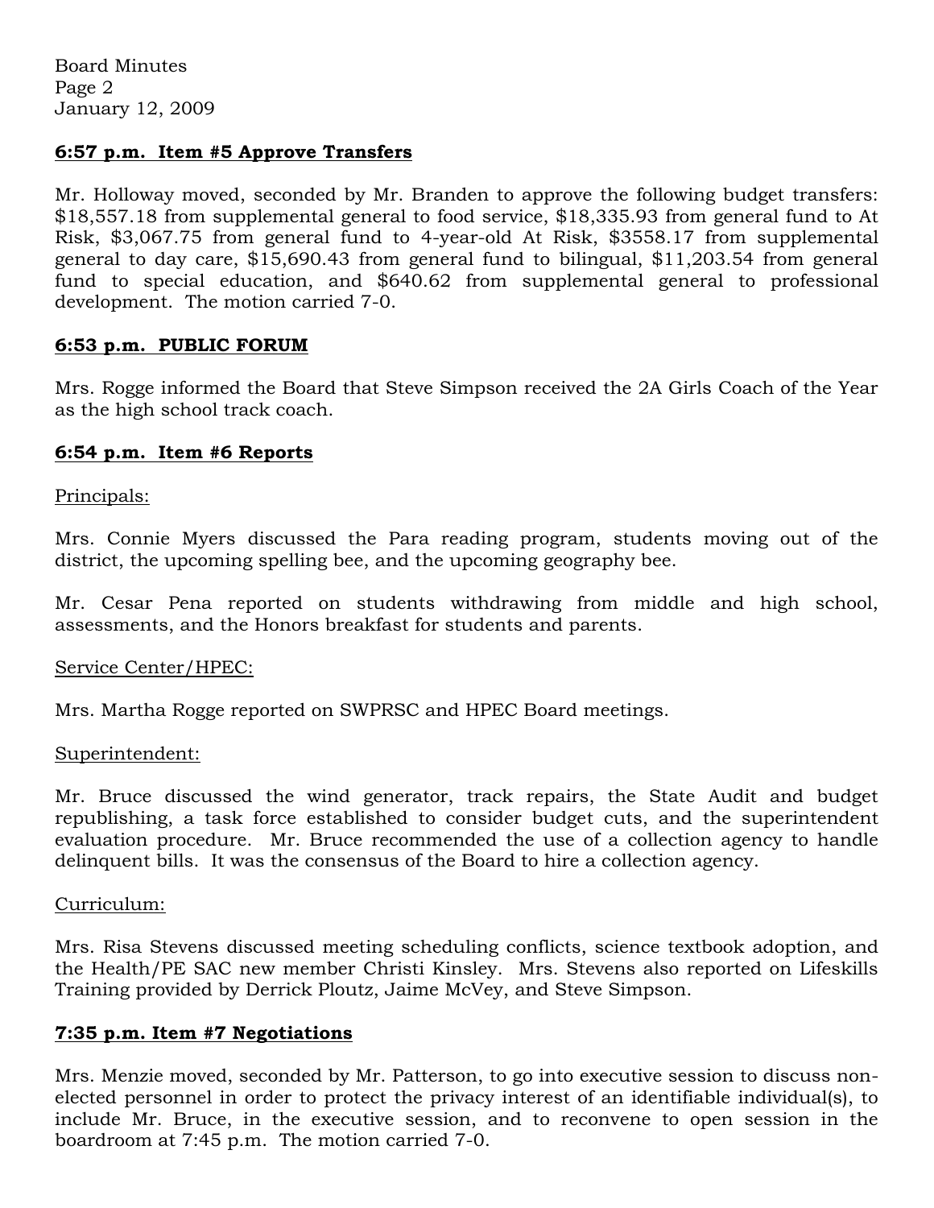**6:57 p.m. Item #5 Approve Transfers**

Mr. Holloway moved, seconded by Mr. Branden to approve the following budget transfers: $18,557.18 from supplemental general to food service, $18,335.93 from general fund to At Risk, $3,067.75 from general fund to 4-year-old At Risk, $3558.17 from supplemental general to day care, $15,690.43 from general fund to bilingual, $11,203.54 from general fund to special education, and $640.62 from supplemental general to professional development. The motion carried 7-0.

**6:53 p.m. PUBLIC FORUM**

Mrs. Rogge informed the Board that Steve Simpson received the 2A Girls Coach of the Year as the high school track coach.

**6:54 p.m. Item #6 Reports**

Principals:

Mrs. Connie Myers discussed the Para reading program, students moving out of the district, the upcoming spelling bee, and the upcoming geography bee.

Mr. Cesar Pena reported on students withdrawing from middle and high school, assessments, and the Honors breakfast for students and parents.

Service Center/HPEC:

Mrs. Martha Rogge reported on SWPRSC and HPEC Board meetings.

Superintendent:

Mr. Bruce discussed the wind generator, track repairs, the State Audit and budget republishing, a task force established to consider budget cuts, and the superintendent evaluation procedure. Mr. Bruce recommended the use of a collection agency to handle delinquent bills. It was the consensus of the Board to hire a collection agency.

Curriculum:

Mrs. Risa Stevens discussed meeting scheduling conflicts, science textbook adoption, and the Health/PE SAC new member Christi Kinsley. Mrs. Stevens also reported on Lifeskills Training provided by Derrick Ploutz, Jaime McVey, and Steve Simpson.

**7:35 p.m. Item #7 Negotiations**

Mrs. Menzie moved, seconded by Mr. Patterson, to go into executive session to discuss non-elected personnel in order to protect the privacy interest of an identifiable individual(s), to include Mr. Bruce, in the executive session, and to reconvene to open session in the boardroom at 7:45 p.m. The motion carried 7-0.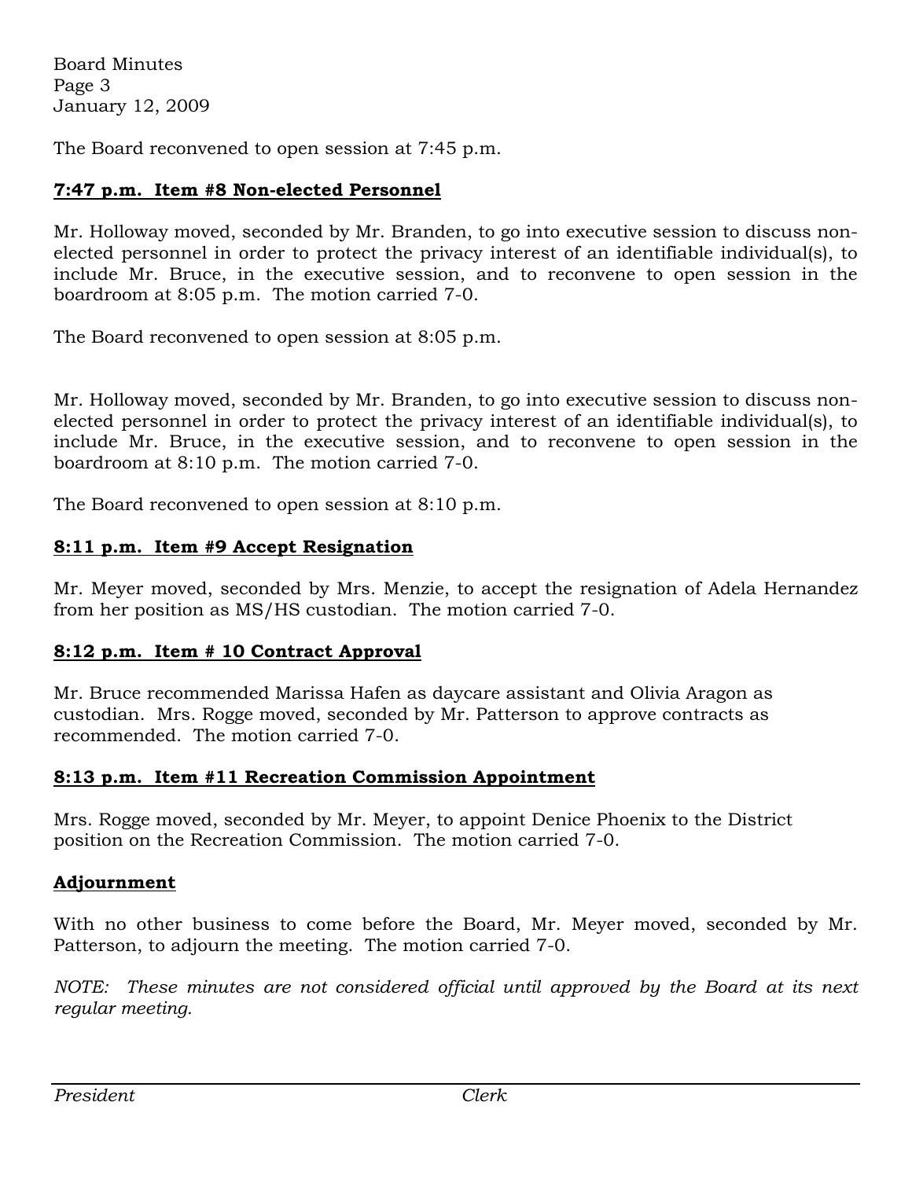The Board reconvened to open session at 7:45 p.m.

**7:47 p.m. Item #8 Non-elected Personnel**

Mr. Holloway moved, seconded by Mr. Branden, to go into executive session to discuss non-elected personnel in order to protect the privacy interest of an identifiable individual(s), to include Mr. Bruce, in the executive session, and to reconvene to open session in the boardroom at 8:05 p.m. The motion carried 7-0.

The Board reconvened to open session at 8:05 p.m.

Mr. Holloway moved, seconded by Mr. Branden, to go into executive session to discuss non-elected personnel in order to protect the privacy interest of an identifiable individual(s), to include Mr. Bruce, in the executive session, and to reconvene to open session in the boardroom at 8:10 p.m. The motion carried 7-0.

The Board reconvened to open session at 8:10 p.m.

**8:11 p.m. Item #9 Accept Resignation**

Mr. Meyer moved, seconded by Mrs. Menzie, to accept the resignation of Adela Hernandez from her position as MS/HS custodian. The motion carried 7-0.

**8:12 p.m. Item # 10 Contract Approval**

Mr. Bruce recommended Marissa Hafen as daycare assistant and Olivia Aragon as custodian. Mrs. Rogge moved, seconded by Mr. Patterson to approve contracts as recommended. The motion carried 7-0.

**8:13 p.m. Item #11 Recreation Commission Appointment**

Mrs. Rogge moved, seconded by Mr. Meyer, to appoint Denice Phoenix to the District position on the Recreation Commission. The motion carried 7-0.

**Adjournment**

With no other business to come before the Board, Mr. Meyer moved, seconded by Mr. Patterson, to adjourn the meeting. The motion carried 7-0.

*NOTE: These minutes are not considered official until approved by the Board at its next regular meeting.*

*President* *Clerk*